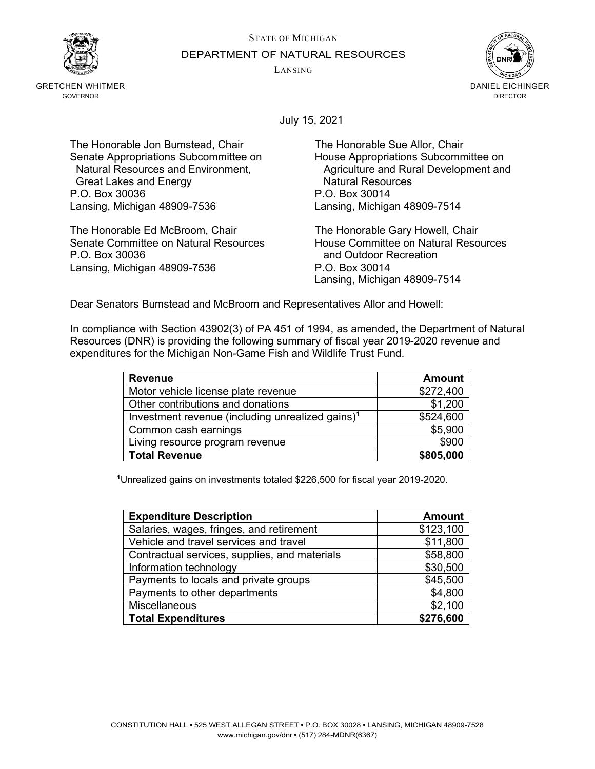STATE OF MICHIGAN

DEPARTMENT OF NATURAL RESOURCES

LANSING

GRETCHEN WHITMER
GOVERNOR

DANIEL EICHINGER
DIRECTOR

July 15, 2021

The Honorable Jon Bumstead, Chair
Senate Appropriations Subcommittee on Natural Resources and Environment, Great Lakes and Energy
P.O. Box 30036
Lansing, Michigan 48909-7536

The Honorable Sue Allor, Chair
House Appropriations Subcommittee on Agriculture and Rural Development and Natural Resources
P.O. Box 30014
Lansing, Michigan 48909-7514

The Honorable Ed McBroom, Chair
Senate Committee on Natural Resources
P.O. Box 30036
Lansing, Michigan 48909-7536

The Honorable Gary Howell, Chair
House Committee on Natural Resources and Outdoor Recreation
P.O. Box 30014
Lansing, Michigan 48909-7514

Dear Senators Bumstead and McBroom and Representatives Allor and Howell:

In compliance with Section 43902(3) of PA 451 of 1994, as amended, the Department of Natural Resources (DNR) is providing the following summary of fiscal year 2019-2020 revenue and expenditures for the Michigan Non-Game Fish and Wildlife Trust Fund.

| **Revenue** | **Amount** |
|---|---:|
| Motor vehicle license plate revenue | $272,400 |
| Other contributions and donations | $1,200 |
| Investment revenue (including unrealized gains)[1] | $524,600 |
| Common cash earnings | $5,900 |
| Living resource program revenue | $900 |
| **Total Revenue** | **$805,000** |

[1]Unrealized gains on investments totaled $226,500 for fiscal year 2019-2020.

| **Expenditure Description** | **Amount** |
|---|---:|
| Salaries, wages, fringes, and retirement | $123,100 |
| Vehicle and travel services and travel | $11,800 |
| Contractual services, supplies, and materials | $58,800 |
| Information technology | $30,500 |
| Payments to locals and private groups | $45,500 |
| Payments to other departments | $4,800 |
| Miscellaneous | $2,100 |
| **Total Expenditures** | **$276,600** |

CONSTITUTION HALL • 525 WEST ALLEGAN STREET • P.O. BOX 30028 • LANSING, MICHIGAN 48909-7528
www.michigan.gov/dnr • (517) 284-MDNR(6367)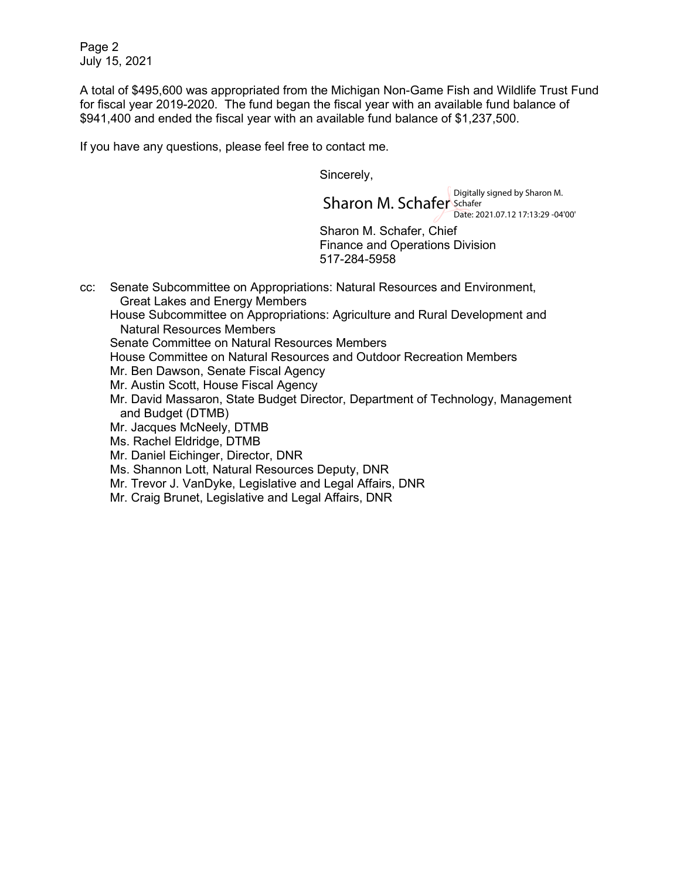A total of $495,600 was appropriated from the Michigan Non-Game Fish and Wildlife Trust Fund for fiscal year 2019-2020. The fund began the fiscal year with an available fund balance of $941,400 and ended the fiscal year with an available fund balance of $1,237,500.

If you have any questions, please feel free to contact me.

Sincerely,

Sharon M. Schafer Digitally signed by Sharon M. Schafer Date: 2021.07.12 17:13:29 -04'00'

Sharon M. Schafer, Chief
Finance and Operations Division
517-284-5958

cc: Senate Subcommittee on Appropriations: Natural Resources and Environment, Great Lakes and Energy Members
House Subcommittee on Appropriations: Agriculture and Rural Development and Natural Resources Members
Senate Committee on Natural Resources Members
House Committee on Natural Resources and Outdoor Recreation Members
Mr. Ben Dawson, Senate Fiscal Agency
Mr. Austin Scott, House Fiscal Agency
Mr. David Massaron, State Budget Director, Department of Technology, Management and Budget (DTMB)
Mr. Jacques McNeely, DTMB
Ms. Rachel Eldridge, DTMB
Mr. Daniel Eichinger, Director, DNR
Ms. Shannon Lott, Natural Resources Deputy, DNR
Mr. Trevor J. VanDyke, Legislative and Legal Affairs, DNR
Mr. Craig Brunet, Legislative and Legal Affairs, DNR